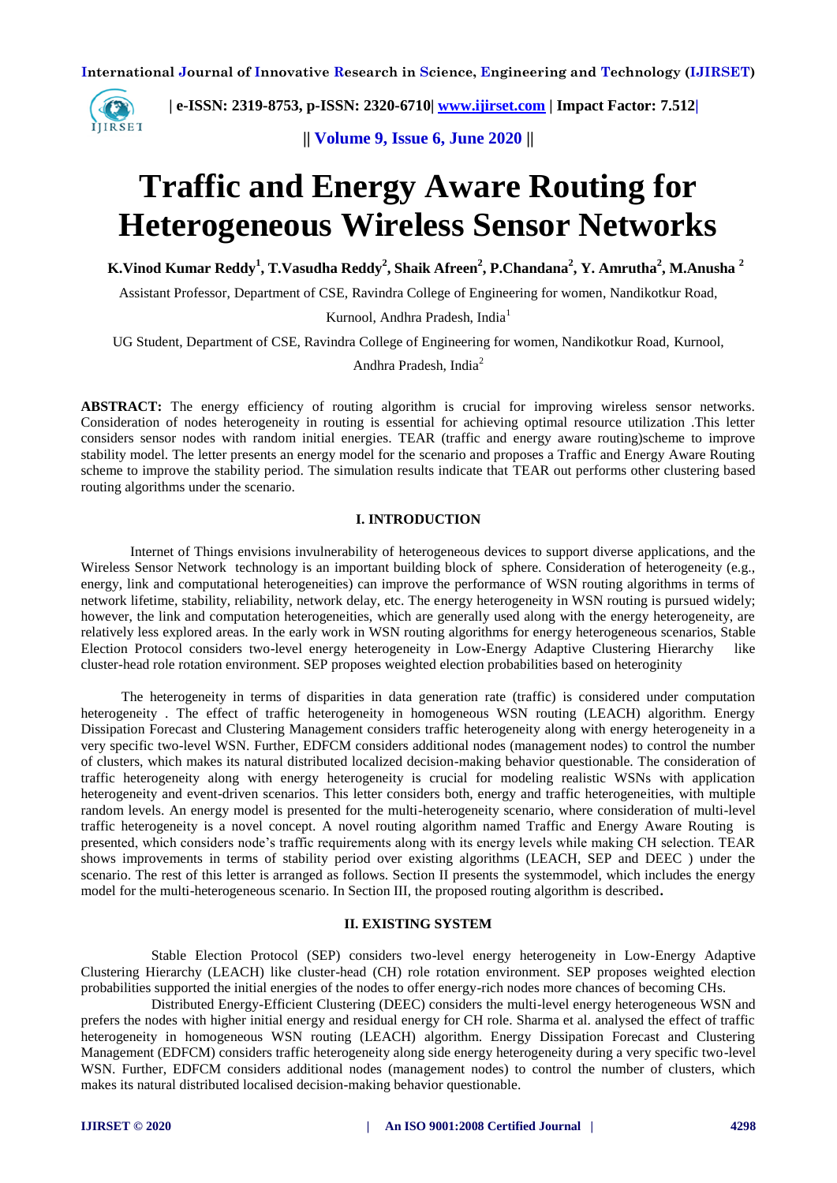# Traffic and Energy Aware Routing for Heterogeneous Wireless Sensor Networks

**K.Vinod Kumar Reddy[1], T.Vasudha Reddy[2], Shaik Afreen[2], P.Chandana[2], Y. Amrutha[2], M.Anusha [2]**

Assistant Professor, Department of CSE, Ravindra College of Engineering for women, Nandikotkur Road, Kurnool, Andhra Pradesh, India[1]

UG Student, Department of CSE, Ravindra College of Engineering for women, Nandikotkur Road, Kurnool, Andhra Pradesh, India[2]

**ABSTRACT:** The energy efficiency of routing algorithm is crucial for improving wireless sensor networks. Consideration of nodes heterogeneity in routing is essential for achieving optimal resource utilization .This letter considers sensor nodes with random initial energies. TEAR (traffic and energy aware routing)scheme to improve stability model. The letter presents an energy model for the scenario and proposes a Traffic and Energy Aware Routing scheme to improve the stability period. The simulation results indicate that TEAR out performs other clustering based routing algorithms under the scenario.

## I. INTRODUCTION

Internet of Things envisions invulnerability of heterogeneous devices to support diverse applications, and the Wireless Sensor Network technology is an important building block of sphere. Consideration of heterogeneity (e.g., energy, link and computational heterogeneities) can improve the performance of WSN routing algorithms in terms of network lifetime, stability, reliability, network delay, etc. The energy heterogeneity in WSN routing is pursued widely; however, the link and computation heterogeneities, which are generally used along with the energy heterogeneity, are relatively less explored areas. In the early work in WSN routing algorithms for energy heterogeneous scenarios, Stable Election Protocol considers two-level energy heterogeneity in Low-Energy Adaptive Clustering Hierarchy like cluster-head role rotation environment. SEP proposes weighted election probabilities based on heteroginity

The heterogeneity in terms of disparities in data generation rate (traffic) is considered under computation heterogeneity . The effect of traffic heterogeneity in homogeneous WSN routing (LEACH) algorithm. Energy Dissipation Forecast and Clustering Management considers traffic heterogeneity along with energy heterogeneity in a very specific two-level WSN. Further, EDFCM considers additional nodes (management nodes) to control the number of clusters, which makes its natural distributed localized decision-making behavior questionable. The consideration of traffic heterogeneity along with energy heterogeneity is crucial for modeling realistic WSNs with application heterogeneity and event-driven scenarios. This letter considers both, energy and traffic heterogeneities, with multiple random levels. An energy model is presented for the multi-heterogeneity scenario, where consideration of multi-level traffic heterogeneity is a novel concept. A novel routing algorithm named Traffic and Energy Aware Routing is presented, which considers node's traffic requirements along with its energy levels while making CH selection. TEAR shows improvements in terms of stability period over existing algorithms (LEACH, SEP and DEEC ) under the scenario. The rest of this letter is arranged as follows. Section II presents the systemmodel, which includes the energy model for the multi-heterogeneous scenario. In Section III, the proposed routing algorithm is described.

## II. EXISTING SYSTEM

Stable Election Protocol (SEP) considers two-level energy heterogeneity in Low-Energy Adaptive Clustering Hierarchy (LEACH) like cluster-head (CH) role rotation environment. SEP proposes weighted election probabilities supported the initial energies of the nodes to offer energy-rich nodes more chances of becoming CHs.

Distributed Energy-Efficient Clustering (DEEC) considers the multi-level energy heterogeneous WSN and prefers the nodes with higher initial energy and residual energy for CH role. Sharma et al. analysed the effect of traffic heterogeneity in homogeneous WSN routing (LEACH) algorithm. Energy Dissipation Forecast and Clustering Management (EDFCM) considers traffic heterogeneity along side energy heterogeneity during a very specific two-level WSN. Further, EDFCM considers additional nodes (management nodes) to control the number of clusters, which makes its natural distributed localised decision-making behavior questionable.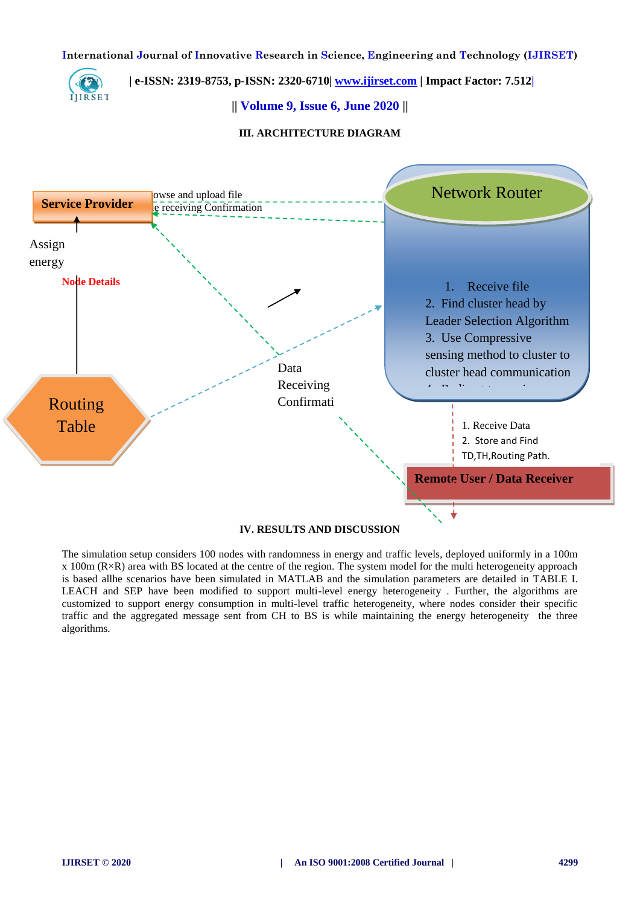## III. ARCHITECTURE DIAGRAM

Service Provider

owse and upload file

e receiving Confirmation

Assign energy

Node Details

Routing Table

Network Router

1. Receive file
2. Find cluster head by Leader Selection Algorithm
3. Use Compressive sensing method to cluster to cluster head communication

Data Receiving Confirmati

1. Receive Data
2. Store and Find TD,TH,Routing Path.

Remote User / Data Receiver

## IV. RESULTS AND DISCUSSION

The simulation setup considers 100 nodes with randomness in energy and traffic levels, deployed uniformly in a 100m x 100m (R×R) area with BS located at the centre of the region. The system model for the multi heterogeneity approach is based allhe scenarios have been simulated in MATLAB and the simulation parameters are detailed in TABLE I. LEACH and SEP have been modified to support multi-level energy heterogeneity . Further, the algorithms are customized to support energy consumption in multi-level traffic heterogeneity, where nodes consider their specific traffic and the aggregated message sent from CH to BS is while maintaining the energy heterogeneity the three algorithms.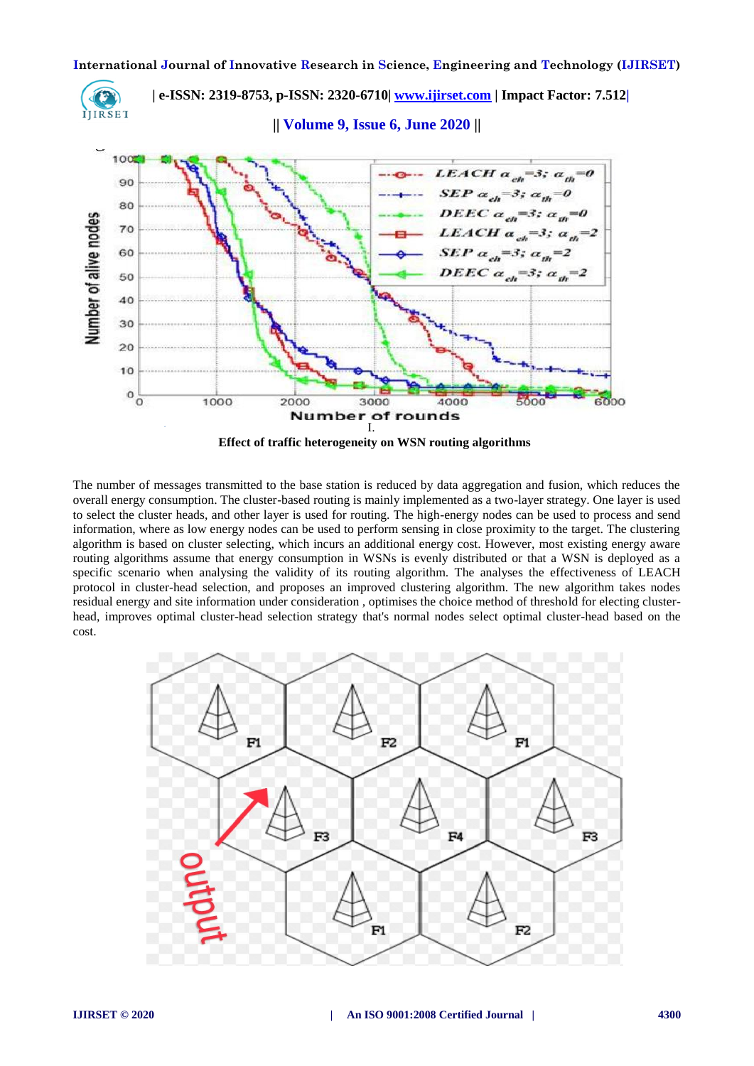100
90
80
70
60
50
40
30
20
10
0

0
1000
2000
3000
4000
5000
6000

Number of alive nodes

Number of rounds

LEACH $\alpha_{ch}=3;\ \alpha_{th}=0$

SEP $\alpha_{ch}=3;\ \alpha_{th}=0$

DEEC $\alpha_{ch}=3;\ \alpha_{th}=0$

LEACH $\alpha_{ch}=3;\ \alpha_{th}=2$

SEP $\alpha_{ch}=3;\ \alpha_{th}=2$

DEEC $\alpha_{ch}=3;\ \alpha_{th}=2$

I.

**Effect of traffic heterogeneity on WSN routing algorithms**

The number of messages transmitted to the base station is reduced by data aggregation and fusion, which reduces the overall energy consumption. The cluster-based routing is mainly implemented as a two-layer strategy. One layer is used to select the cluster heads, and other layer is used for routing. The high-energy nodes can be used to process and send information, where as low energy nodes can be used to perform sensing in close proximity to the target. The clustering algorithm is based on cluster selecting, which incurs an additional energy cost. However, most existing energy aware routing algorithms assume that energy consumption in WSNs is evenly distributed or that a WSN is deployed as a specific scenario when analysing the validity of its routing algorithm. The analyses the effectiveness of LEACH protocol in cluster-head selection, and proposes an improved clustering algorithm. The new algorithm takes nodes residual energy and site information under consideration , optimises the choice method of threshold for electing cluster-head, improves optimal cluster-head selection strategy that's normal nodes select optimal cluster-head based on the cost.

F1
F2
F1
F3
F4
F3
F1
F2

output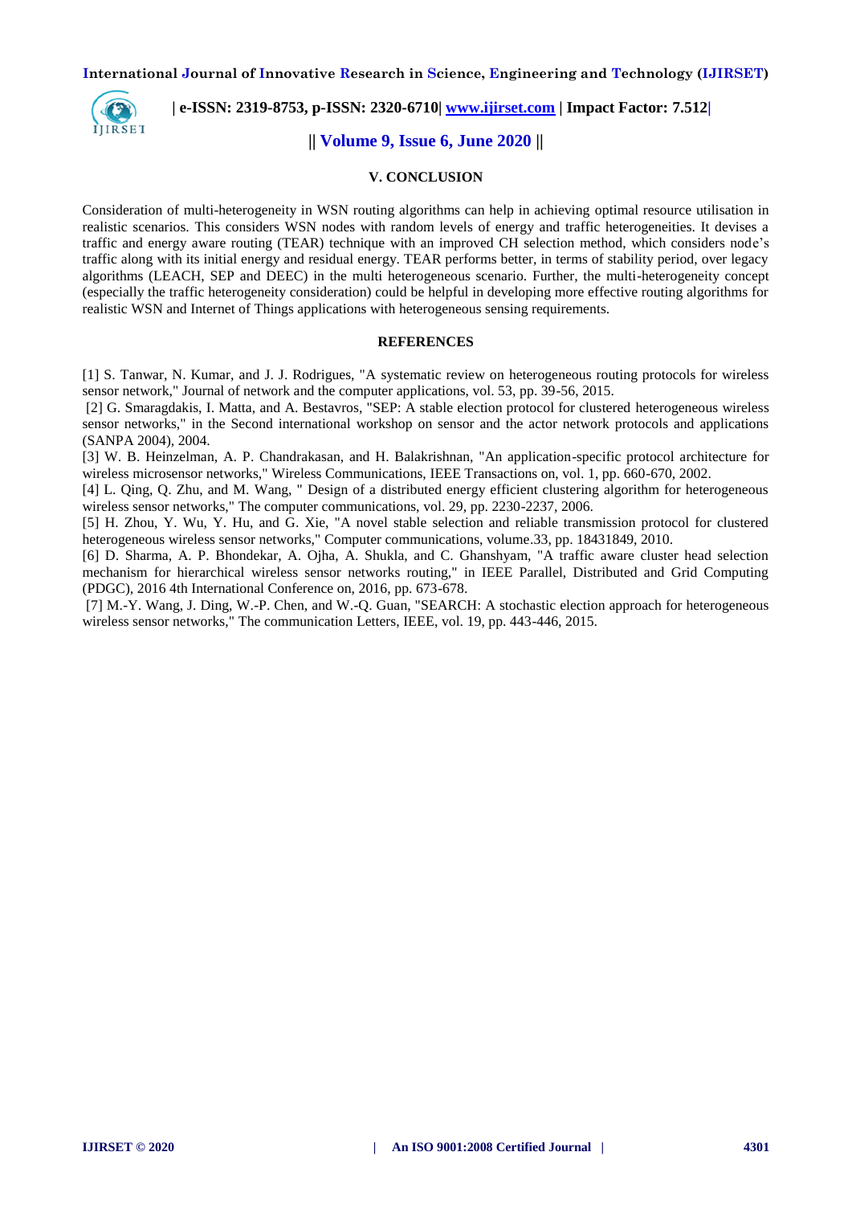## V. CONCLUSION

Consideration of multi-heterogeneity in WSN routing algorithms can help in achieving optimal resource utilisation in realistic scenarios. This considers WSN nodes with random levels of energy and traffic heterogeneities. It devises a traffic and energy aware routing (TEAR) technique with an improved CH selection method, which considers node's traffic along with its initial energy and residual energy. TEAR performs better, in terms of stability period, over legacy algorithms (LEACH, SEP and DEEC) in the multi heterogeneous scenario. Further, the multi-heterogeneity concept (especially the traffic heterogeneity consideration) could be helpful in developing more effective routing algorithms for realistic WSN and Internet of Things applications with heterogeneous sensing requirements.

## REFERENCES

[1] S. Tanwar, N. Kumar, and J. J. Rodrigues, "A systematic review on heterogeneous routing protocols for wireless sensor network," Journal of network and the computer applications, vol. 53, pp. 39-56, 2015.

[2] G. Smaragdakis, I. Matta, and A. Bestavros, "SEP: A stable election protocol for clustered heterogeneous wireless sensor networks," in the Second international workshop on sensor and the actor network protocols and applications (SANPA 2004), 2004.

[3] W. B. Heinzelman, A. P. Chandrakasan, and H. Balakrishnan, "An application-specific protocol architecture for wireless microsensor networks," Wireless Communications, IEEE Transactions on, vol. 1, pp. 660-670, 2002.

[4] L. Qing, Q. Zhu, and M. Wang, " Design of a distributed energy efficient clustering algorithm for heterogeneous wireless sensor networks," The computer communications, vol. 29, pp. 2230-2237, 2006.

[5] H. Zhou, Y. Wu, Y. Hu, and G. Xie, "A novel stable selection and reliable transmission protocol for clustered heterogeneous wireless sensor networks," Computer communications, volume.33, pp. 18431849, 2010.

[6] D. Sharma, A. P. Bhondekar, A. Ojha, A. Shukla, and C. Ghanshyam, "A traffic aware cluster head selection mechanism for hierarchical wireless sensor networks routing," in IEEE Parallel, Distributed and Grid Computing (PDGC), 2016 4th International Conference on, 2016, pp. 673-678.

[7] M.-Y. Wang, J. Ding, W.-P. Chen, and W.-Q. Guan, "SEARCH: A stochastic election approach for heterogeneous wireless sensor networks," The communication Letters, IEEE, vol. 19, pp. 443-446, 2015.